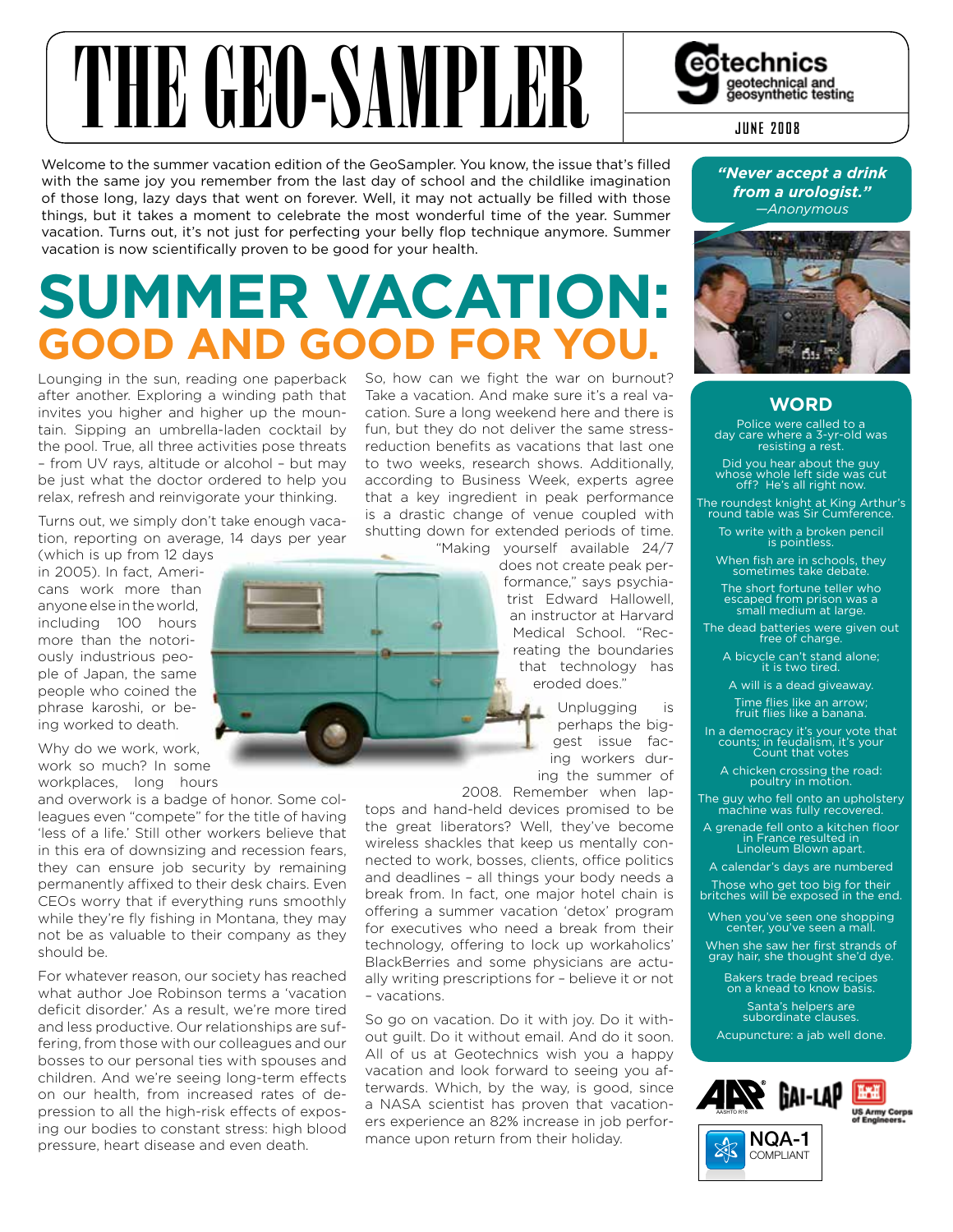# THE GEO-SAMPLER

Geotechnics — geotechnical and geosynthetic testing

JUNE 2008

Welcome to the summer vacation edition of the GeoSampler. You know, the issue that's filled with the same joy you remember from the last day of school and the childlike imagination of those long, lazy days that went on forever. Well, it may not actually be filled with those things, but it takes a moment to celebrate the most wonderful time of the year. Summer vacation. Turns out, it's not just for perfecting your belly flop technique anymore. Summer vacation is now scientifically proven to be good for your health.

# SUMMER VACATION: GOOD AND GOOD FOR YOU.

Lounging in the sun, reading one paperback after another. Exploring a winding path that invites you higher and higher up the mountain. Sipping an umbrella-laden cocktail by the pool. True, all three activities pose threats – from UV rays, altitude or alcohol – but may be just what the doctor ordered to help you relax, refresh and reinvigorate your thinking.

Turns out, we simply don't take enough vacation, reporting on average, 14 days per year (which is up from 12 days in 2005). In fact, Americans work more than anyone else in the world, including 100 hours more than the notoriously industrious people of Japan, the same people who coined the phrase karoshi, or being worked to death.

Why do we work, work, work so much? In some workplaces, long hours and overwork is a badge of honor. Some colleagues even "compete" for the title of having 'less of a life.' Still other workers believe that in this era of downsizing and recession fears, they can ensure job security by remaining permanently affixed to their desk chairs. Even CEOs worry that if everything runs smoothly while they're fly fishing in Montana, they may not be as valuable to their company as they should be.

For whatever reason, our society has reached what author Joe Robinson terms a 'vacation deficit disorder.' As a result, we're more tired and less productive. Our relationships are suffering, from those with our colleagues and our bosses to our personal ties with spouses and children. And we're seeing long-term effects on our health, from increased rates of depression to all the high-risk effects of exposing our bodies to constant stress: high blood pressure, heart disease and even death.

So, how can we fight the war on burnout? Take a vacation. And make sure it's a real vacation. Sure a long weekend here and there is fun, but they do not deliver the same stress-reduction benefits as vacations that last one to two weeks, research shows. Additionally, according to Business Week, experts agree that a key ingredient in peak performance is a drastic change of venue coupled with shutting down for extended periods of time. "Making yourself available 24/7 does not create peak performance," says psychiatrist Edward Hallowell, an instructor at Harvard Medical School. "Recreating the boundaries that technology has eroded does."

Unplugging is perhaps the biggest issue facing workers during the summer of 2008. Remember when laptops and hand-held devices promised to be the great liberators? Well, they've become wireless shackles that keep us mentally connected to work, bosses, clients, office politics and deadlines – all things your body needs a break from. In fact, one major hotel chain is offering a summer vacation 'detox' program for executives who need a break from their technology, offering to lock up workaholics' BlackBerries and some physicians are actually writing prescriptions for – believe it or not – vacations.

So go on vacation. Do it with joy. Do it without guilt. Do it without email. And do it soon. All of us at Geotechnics wish you a happy vacation and look forward to seeing you afterwards. Which, by the way, is good, since a NASA scientist has proven that vacationers experience an 82% increase in job performance upon return from their holiday.

***"Never accept a drink from a urologist."***
*—Anonymous*

## WORD

Police were called to a day care where a 3-yr-old was resisting a rest.

Did you hear about the guy whose whole left side was cut off? He's all right now.

The roundest knight at King Arthur's round table was Sir Cumference.

To write with a broken pencil is pointless.

When fish are in schools, they sometimes take debate.

The short fortune teller who escaped from prison was a small medium at large.

The dead batteries were given out free of charge.

A bicycle can't stand alone; it is two tired.

A will is a dead giveaway.

Time flies like an arrow; fruit flies like a banana.

In a democracy it's your vote that counts; in feudalism, it's your Count that votes

A chicken crossing the road: poultry in motion.

The guy who fell onto an upholstery machine was fully recovered.

A grenade fell onto a kitchen floor in France resulted in Linoleum Blown apart.

A calendar's days are numbered

Those who get too big for their britches will be exposed in the end.

When you've seen one shopping center, you've seen a mall.

When she saw her first strands of gray hair, she thought she'd dye.

Bakers trade bread recipes on a knead to know basis.

Santa's helpers are subordinate clauses.

Acupuncture: a jab well done.

AASHTO R18 · GAI-LAP · US Army Corps of Engineers · NQA-1 COMPLIANT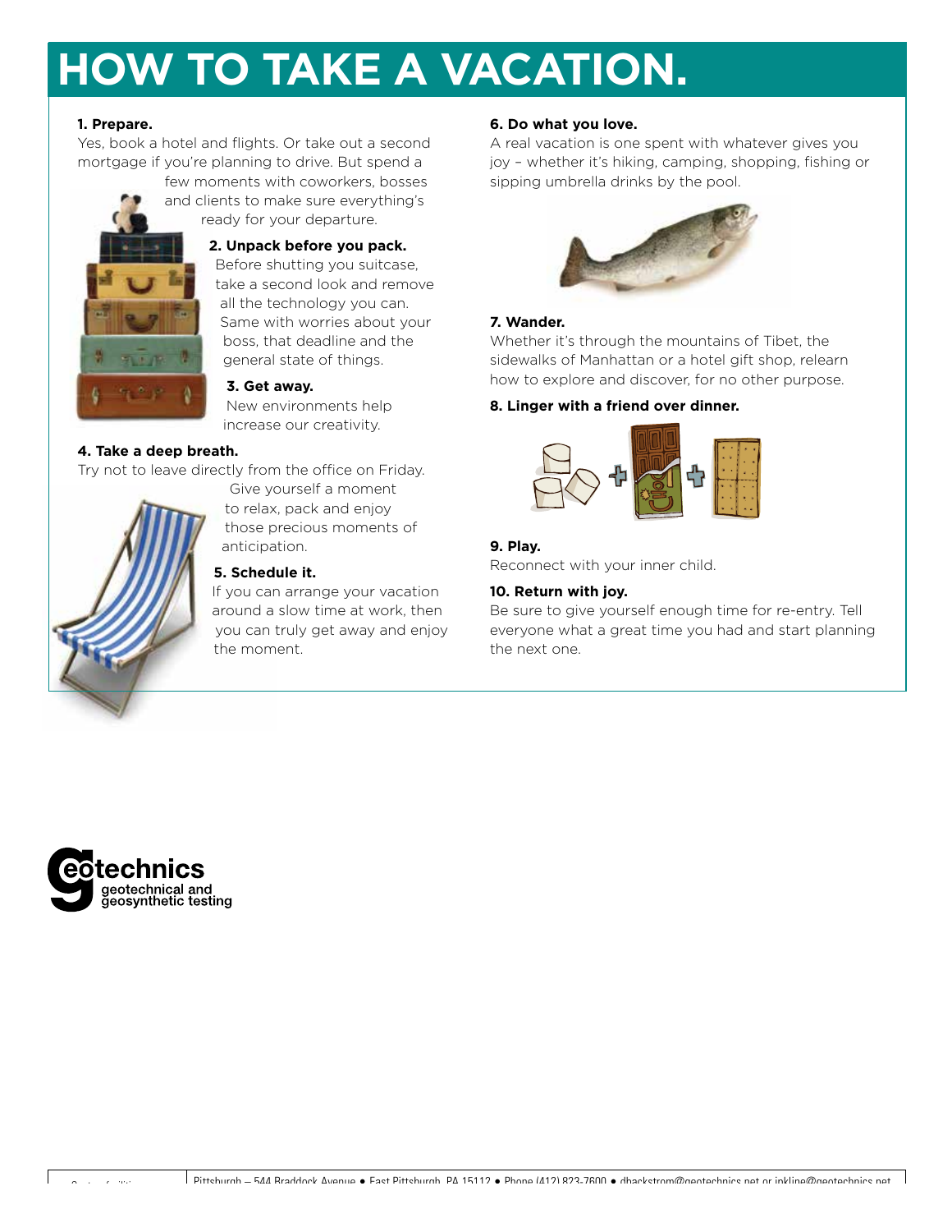# HOW TO TAKE A VACATION.

**1. Prepare.**

Yes, book a hotel and flights. Or take out a second mortgage if you're planning to drive. But spend a few moments with coworkers, bosses and clients to make sure everything's ready for your departure.

**2. Unpack before you pack.**

Before shutting you suitcase, take a second look and remove all the technology you can. Same with worries about your boss, that deadline and the general state of things.

**3. Get away.**

New environments help increase our creativity.

**4. Take a deep breath.**

Try not to leave directly from the office on Friday. Give yourself a moment to relax, pack and enjoy those precious moments of anticipation.

**5. Schedule it.**

If you can arrange your vacation around a slow time at work, then you can truly get away and enjoy the moment.

**6. Do what you love.**

A real vacation is one spent with whatever gives you joy – whether it's hiking, camping, shopping, fishing or sipping umbrella drinks by the pool.

**7. Wander.**

Whether it's through the mountains of Tibet, the sidewalks of Manhattan or a hotel gift shop, relearn how to explore and discover, for no other purpose.

**8. Linger with a friend over dinner.**

**9. Play.**

Reconnect with your inner child.

**10. Return with joy.**

Be sure to give yourself enough time for re-entry. Tell everyone what a great time you had and start planning the next one.

geotechnics
geotechnical and geosynthetic testing

Pittsburgh – 544 Braddock Avenue • East Pittsburgh, PA 15112 • Phone (412) 823-7600 • dbackstrom@geotechnics.net or inkline@geotechnics.net